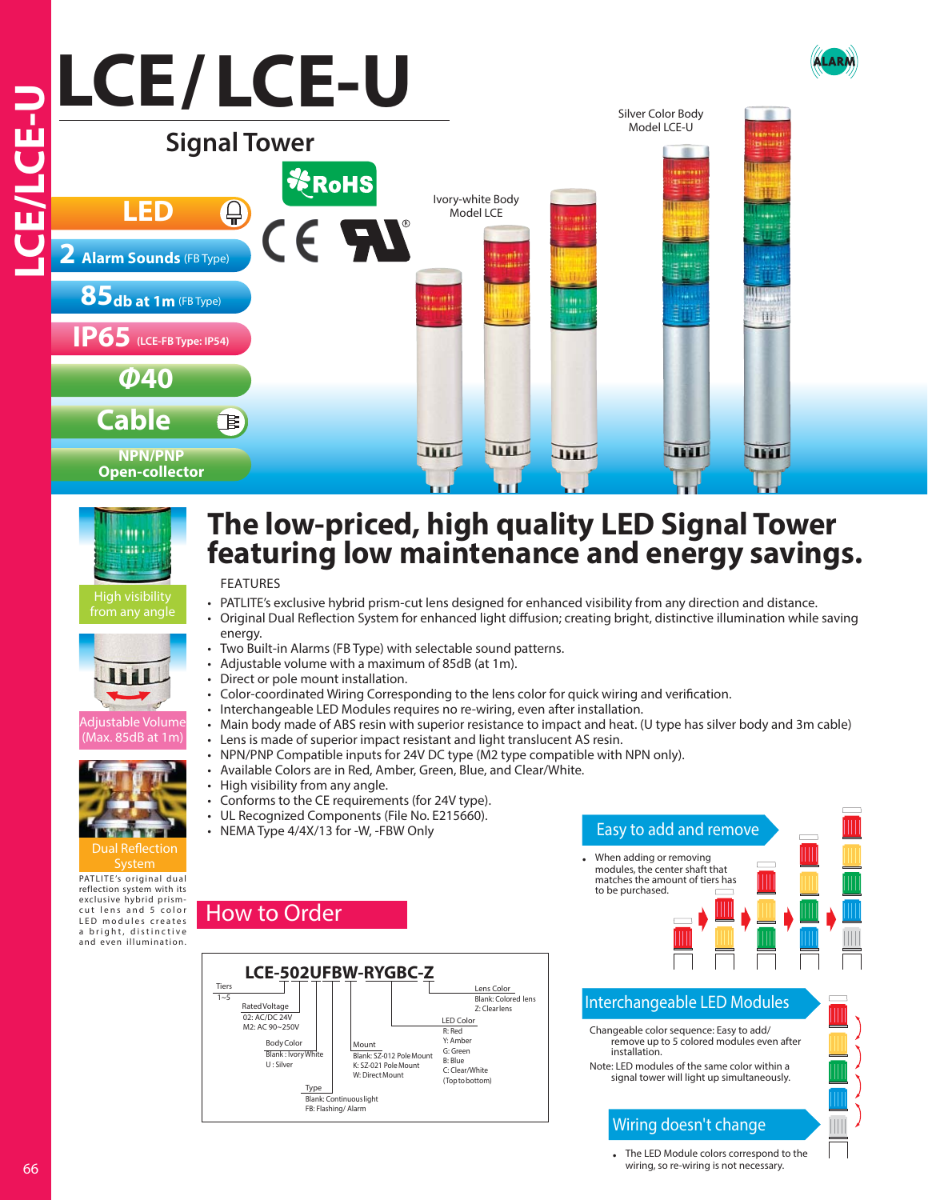# LCE / LCE-U

## Signal Tower

- LED
- 2 Alarm Sounds (FB Type)
- 85db at 1m (FB Type)
- IP65 (LCE-FB Type: IP54)
- Φ40
- Cable
- NPN/PNP Open-collector

Ivory-white Body Model LCE

Silver Color Body Model LCE-U

High visibility from any angle

Adjustable Volume (Max. 85dB at 1m)

Dual Reflection System

PATLITE's original dual reflection system with its exclusive hybrid prism-cut lens and 5 color LED modules creates a bright, distinctive and even illumination.

## The low-priced, high quality LED Signal Tower featuring low maintenance and energy savings.

FEATURES

- PATLITE's exclusive hybrid prism-cut lens designed for enhanced visibility from any direction and distance.
- Original Dual Reflection System for enhanced light diffusion; creating bright, distinctive illumination while saving energy.
- Two Built-in Alarms (FB Type) with selectable sound patterns.
- Adjustable volume with a maximum of 85dB (at 1m).
- Direct or pole mount installation.
- Color-coordinated Wiring Corresponding to the lens color for quick wiring and verification.
- Interchangeable LED Modules requires no re-wiring, even after installation.
- Main body made of ABS resin with superior resistance to impact and heat. (U type has silver body and 3m cable)
- Lens is made of superior impact resistant and light translucent AS resin.
- NPN/PNP Compatible inputs for 24V DC type (M2 type compatible with NPN only).
- Available Colors are in Red, Amber, Green, Blue, and Clear/White.
- High visibility from any angle.
- Conforms to the CE requirements (for 24V type).
- UL Recognized Components (File No. E215660).
- NEMA Type 4/4X/13 for -W, -FBW Only

## How to Order

**LCE-502UFBW-RYGBC-Z**

- Tiers: 1~5
- Rated Voltage: 02: AC/DC 24V; M2: AC 90~250V
- Body Color: Blank: Ivory White; U: Silver
- Type: Blank: Continuous light; FB: Flashing/ Alarm
- Mount: Blank: SZ-012 Pole Mount; K: SZ-021 Pole Mount; W: Direct Mount
- LED Color: R: Red; Y: Amber; G: Green; B: Blue; C: Clear/White (Top to bottom)
- Lens Color: Blank: Colored lens; Z: Clear lens

## Easy to add and remove

- When adding or removing modules, the center shaft that matches the amount of tiers has to be purchased.

## Interchangeable LED Modules

Changeable color sequence: Easy to add/ remove up to 5 colored modules even after installation.

Note: LED modules of the same color within a signal tower will light up simultaneously.

## Wiring doesn't change

- The LED Module colors correspond to the wiring, so re-wiring is not necessary.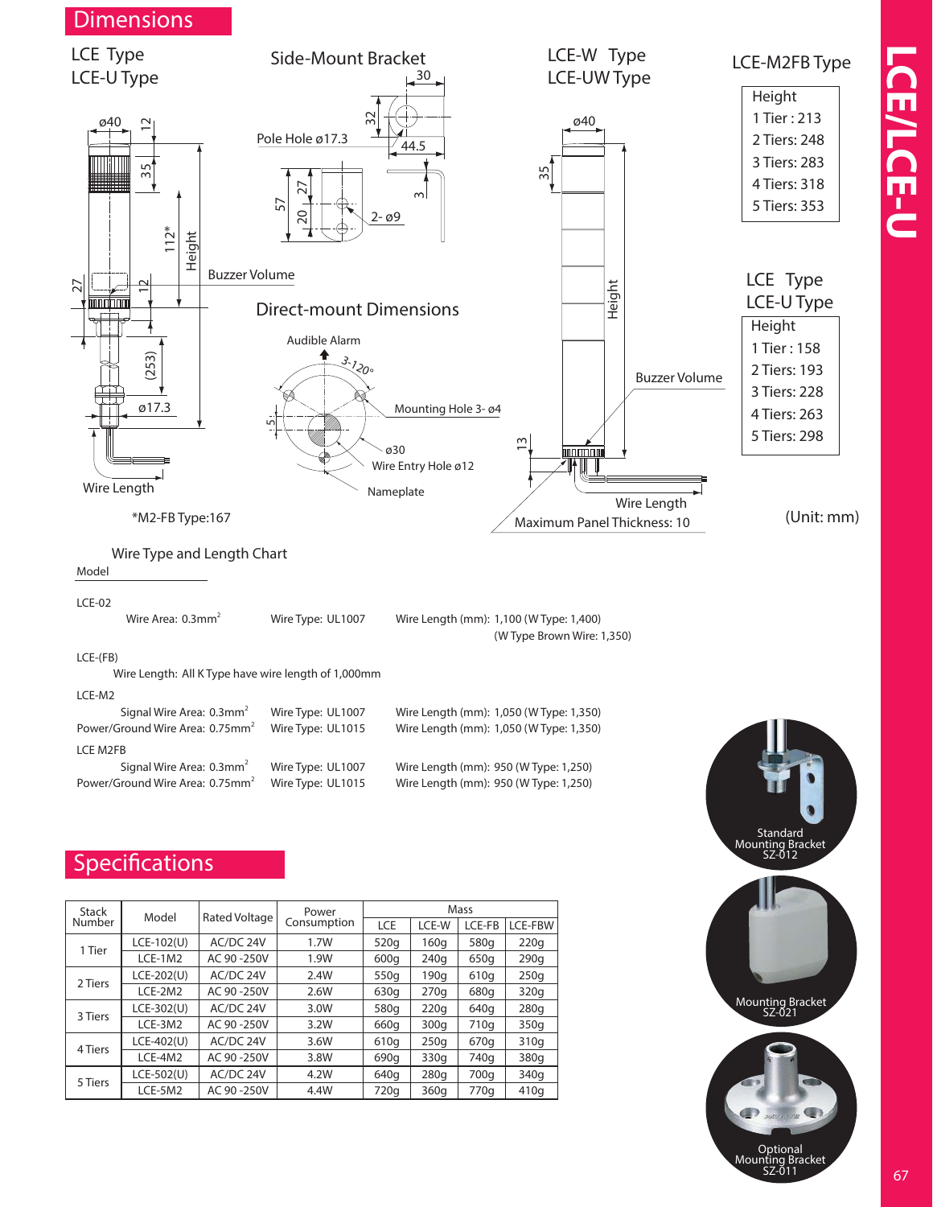## Dimensions

### LCE Type / LCE-U Type

ø40, 12, 35, 112*, Height, 27, 12, Buzzer Volume, (253), ø17.3, Wire Length

*M2-FB Type:167

### Side-Mount Bracket

30, 32, Pole Hole ø17.3, 44.5, 57, 27, 20, 2- ø9, 3

### Direct-mount Dimensions

Audible Alarm, 3-120°, Mounting Hole 3- ø4, 5, ø30, Wire Entry Hole ø12, Nameplate

### LCE-W Type / LCE-UW Type

ø40, 35, Height, Buzzer Volume, 13, Wire Length, Maximum Panel Thickness: 10

### LCE-M2FB Type

| Height |
|---|
| 1 Tier : 213 |
| 2 Tiers: 248 |
| 3 Tiers: 283 |
| 4 Tiers: 318 |
| 5 Tiers: 353 |

### LCE Type / LCE-U Type

| Height |
|---|
| 1 Tier : 158 |
| 2 Tiers: 193 |
| 3 Tiers: 228 |
| 4 Tiers: 263 |
| 5 Tiers: 298 |

(Unit: mm)

### Wire Type and Length Chart

Model

LCE-02

Wire Area: 0.3mm$^2$ Wire Type: UL1007 Wire Length (mm): 1,100 (W Type: 1,400) (W Type Brown Wire: 1,350)

LCE-(FB)

Wire Length: All K Type have wire length of 1,000mm

LCE-M2

Signal Wire Area: 0.3mm$^2$ Wire Type: UL1007 Wire Length (mm): 1,050 (W Type: 1,350)
Power/Ground Wire Area: 0.75mm$^2$ Wire Type: UL1015 Wire Length (mm): 1,050 (W Type: 1,350)

LCE M2FB

Signal Wire Area: 0.3mm$^2$ Wire Type: UL1007 Wire Length (mm): 950 (W Type: 1,250)
Power/Ground Wire Area: 0.75mm$^2$ Wire Type: UL1015 Wire Length (mm): 950 (W Type: 1,250)

## Specifications

| Stack Number | Model | Rated Voltage | Power Consumption | Mass | | | |
|---|---|---|---|---|---|---|---|
| | | | | LCE | LCE-W | LCE-FB | LCE-FBW |
| 1 Tier | LCE-102(U) | AC/DC 24V | 1.7W | 520g | 160g | 580g | 220g |
| | LCE-1M2 | AC 90 -250V | 1.9W | 600g | 240g | 650g | 290g |
| 2 Tiers | LCE-202(U) | AC/DC 24V | 2.4W | 550g | 190g | 610g | 250g |
| | LCE-2M2 | AC 90 -250V | 2.6W | 630g | 270g | 680g | 320g |
| 3 Tiers | LCE-302(U) | AC/DC 24V | 3.0W | 580g | 220g | 640g | 280g |
| | LCE-3M2 | AC 90 -250V | 3.2W | 660g | 300g | 710g | 350g |
| 4 Tiers | LCE-402(U) | AC/DC 24V | 3.6W | 610g | 250g | 670g | 310g |
| | LCE-4M2 | AC 90 -250V | 3.8W | 690g | 330g | 740g | 380g |
| 5 Tiers | LCE-502(U) | AC/DC 24V | 4.2W | 640g | 280g | 700g | 340g |
| | LCE-5M2 | AC 90 -250V | 4.4W | 720g | 360g | 770g | 410g |

Standard Mounting Bracket SZ-012

Mounting Bracket SZ-021

Optional Mounting Bracket SZ-011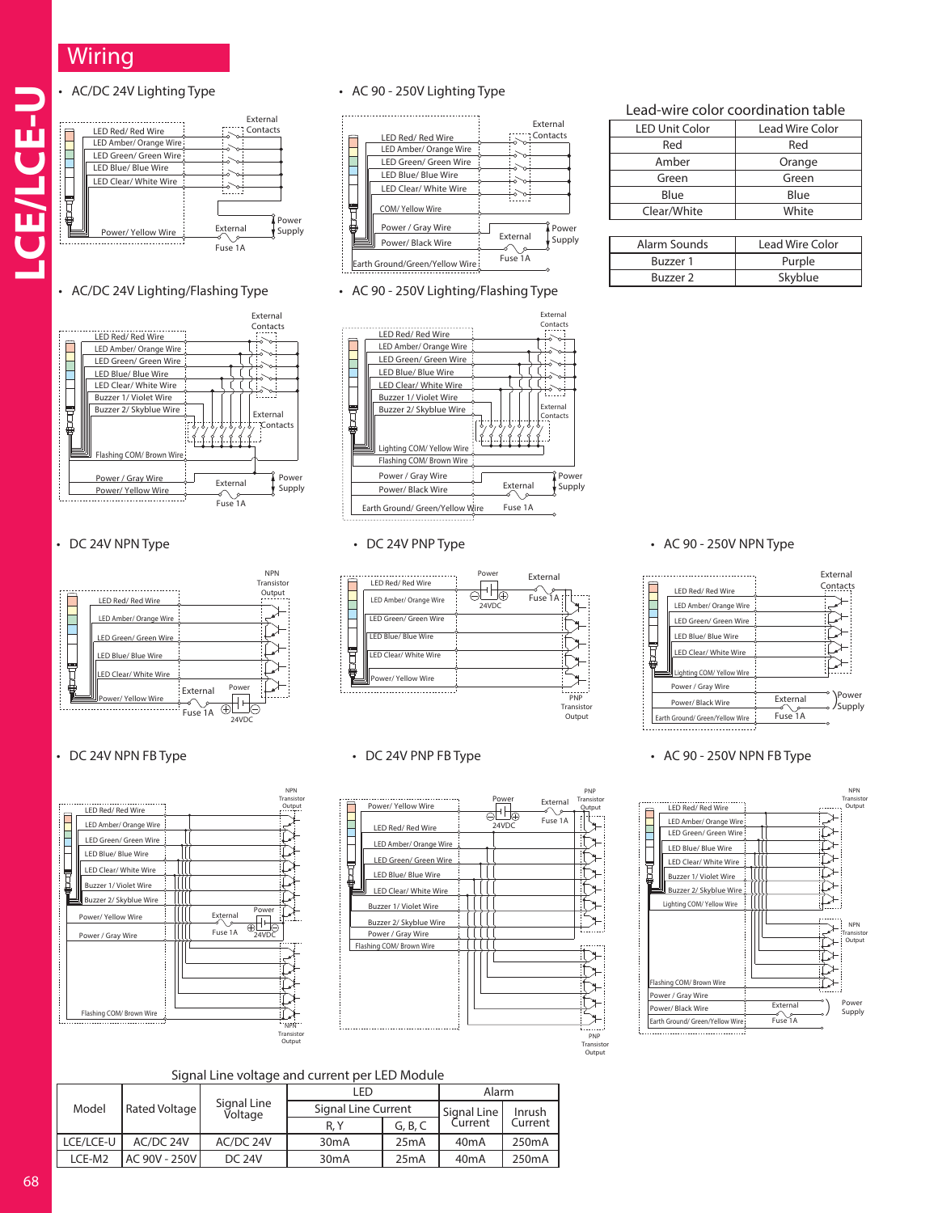## Wiring

- AC/DC 24V Lighting Type

External Contacts
LED Red/ Red Wire
LED Amber/ Orange Wire
LED Green/ Green Wire
LED Blue/ Blue Wire
LED Clear/ White Wire
Power/ Yellow Wire
External
Fuse 1A
Power Supply

- AC 90 - 250V Lighting Type

External Contacts
LED Red/ Red Wire
LED Amber/ Orange Wire
LED Green/ Green Wire
LED Blue/ Blue Wire
LED Clear/ White Wire
COM/ Yellow Wire
Power / Gray Wire
Power/ Black Wire
External
Fuse 1A
Power Supply
Earth Ground/Green/Yellow Wire

**Lead-wire color coordination table**

| LED Unit Color | Lead Wire Color |
| --- | --- |
| Red | Red |
| Amber | Orange |
| Green | Green |
| Blue | Blue |
| Clear/White | White |

| Alarm Sounds | Lead Wire Color |
| --- | --- |
| Buzzer 1 | Purple |
| Buzzer 2 | Skyblue |

- AC/DC 24V Lighting/Flashing Type

External Contacts
LED Red/ Red Wire
LED Amber/ Orange Wire
LED Green/ Green Wire
LED Blue/ Blue Wire
LED Clear/ White Wire
Buzzer 1/ Violet Wire
Buzzer 2/ Skyblue Wire
External Contacts
Flashing COM/ Brown Wire
Power / Gray Wire
Power/ Yellow Wire
External
Fuse 1A
Power Supply

- AC 90 - 250V Lighting/Flashing Type

External Contacts
LED Red/ Red Wire
LED Amber/ Orange Wire
LED Green/ Green Wire
LED Blue/ Blue Wire
LED Clear/ White Wire
Buzzer 1/ Violet Wire
Buzzer 2/ Skyblue Wire
External Contacts
Lighting COM/ Yellow Wire
Flashing COM/ Brown Wire
Power / Gray Wire
Power/ Black Wire
External
Fuse 1A
Power Supply
Earth Ground/ Green/Yellow Wire

- DC 24V NPN Type

NPN Transistor Output
LED Red/ Red Wire
LED Amber/ Orange Wire
LED Green/ Green Wire
LED Blue/ Blue Wire
LED Clear/ White Wire
Power/ Yellow Wire
External
Fuse 1A
Power
24VDC

- DC 24V PNP Type

Power
24VDC
External
Fuse 1A
LED Red/ Red Wire
LED Amber/ Orange Wire
LED Green/ Green Wire
LED Blue/ Blue Wire
LED Clear/ White Wire
Power/ Yellow Wire
PNP Transistor Output

- AC 90 - 250V NPN Type

External Contacts
LED Red/ Red Wire
LED Amber/ Orange Wire
LED Green/ Green Wire
LED Blue/ Blue Wire
LED Clear/ White Wire
Lighting COM/ Yellow Wire
Power / Gray Wire
Power/ Black Wire
External
Fuse 1A
Power Supply
Earth Ground/ Green/Yellow Wire

- DC 24V NPN FB Type

NPN Transistor Output
LED Red/ Red Wire
LED Amber/ Orange Wire
LED Green/ Green Wire
LED Blue/ Blue Wire
LED Clear/ White Wire
Buzzer 1/ Violet Wire
Buzzer 2/ Skyblue Wire
Power/ Yellow Wire
Power / Gray Wire
External
Fuse 1A
Power
24VDC
Flashing COM/ Brown Wire
NPN Transistor Output

- DC 24V PNP FB Type

Power/ Yellow Wire
Power
24VDC
External
Fuse 1A
PNP Transistor Output
LED Red/ Red Wire
LED Amber/ Orange Wire
LED Green/ Green Wire
LED Blue/ Blue Wire
LED Clear/ White Wire
Buzzer 1/ Violet Wire
Buzzer 2/ Skyblue Wire
Power / Gray Wire
Flashing COM/ Brown Wire
PNP Transistor Output

- AC 90 - 250V NPN FB Type

NPN Transistor Output
LED Red/ Red Wire
LED Amber/ Orange Wire
LED Green/ Green Wire
LED Blue/ Blue Wire
LED Clear/ White Wire
Buzzer 1/ Violet Wire
Buzzer 2/ Skyblue Wire
Lighting COM/ Yellow Wire
NPN Transistor Output
Flashing COM/ Brown Wire
Power / Gray Wire
Power/ Black Wire
External
Fuse 1A
Power Supply
Earth Ground/ Green/Yellow Wire

**Signal Line voltage and current per LED Module**

| Model | Rated Voltage | Signal Line Voltage | LED | | Alarm | |
| --- | --- | --- | --- | --- | --- | --- |
| | | | Signal Line Current | | Signal Line Current | Inrush Current |
| | | | R, Y | G, B, C | | |
| LCE/LCE-U | AC/DC 24V | AC/DC 24V | 30mA | 25mA | 40mA | 250mA |
| LCE-M2 | AC 90V - 250V | DC 24V | 30mA | 25mA | 40mA | 250mA |